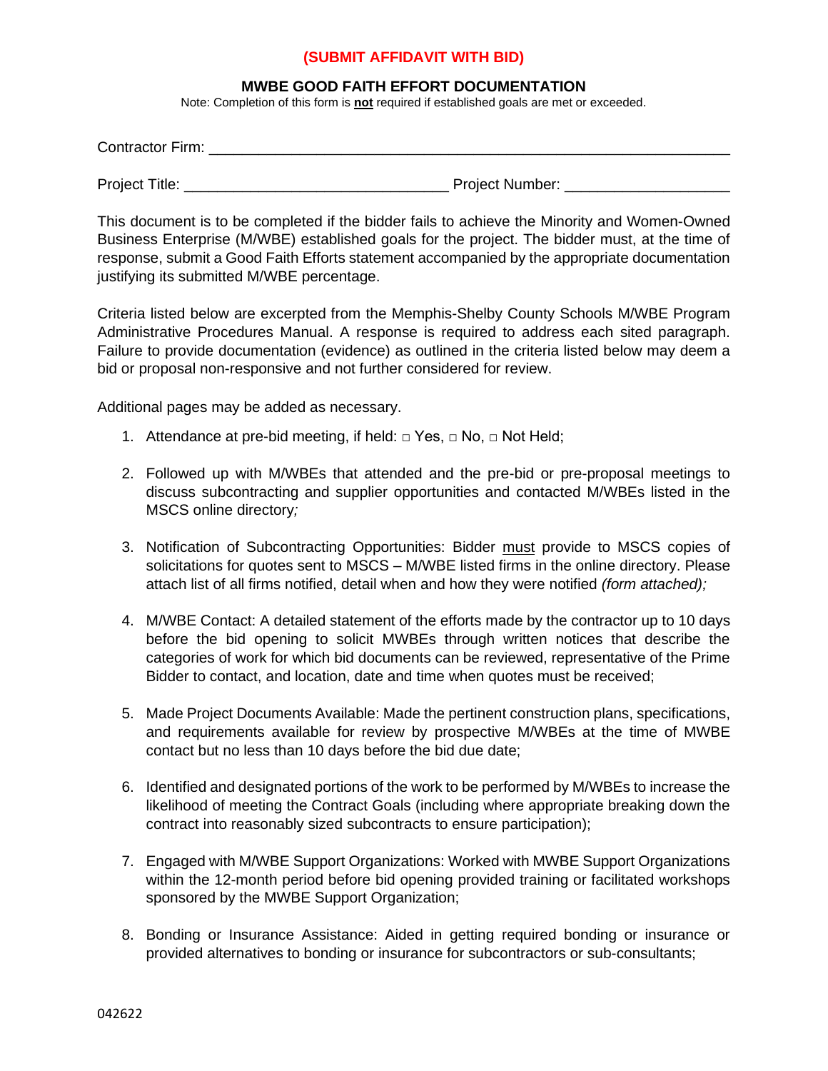**(SUBMIT AFFIDAVIT WITH BID)**

## MWBE GOOD FAITH EFFORT DOCUMENTATION

Note: Completion of this form is **not** required if established goals are met or exceeded.

Contractor Firm: ______________________________________________________________

Project Title: ________________________________ Project Number: ___________________

This document is to be completed if the bidder fails to achieve the Minority and Women-Owned Business Enterprise (M/WBE) established goals for the project. The bidder must, at the time of response, submit a Good Faith Efforts statement accompanied by the appropriate documentation justifying its submitted M/WBE percentage.

Criteria listed below are excerpted from the Memphis-Shelby County Schools M/WBE Program Administrative Procedures Manual. A response is required to address each sited paragraph. Failure to provide documentation (evidence) as outlined in the criteria listed below may deem a bid or proposal non-responsive and not further considered for review.

Additional pages may be added as necessary.

1. Attendance at pre-bid meeting, if held: □ Yes, □ No, □ Not Held;

2. Followed up with M/WBEs that attended and the pre-bid or pre-proposal meetings to discuss subcontracting and supplier opportunities and contacted M/WBEs listed in the MSCS online directory*;*

3. Notification of Subcontracting Opportunities: Bidder must provide to MSCS copies of solicitations for quotes sent to MSCS – M/WBE listed firms in the online directory. Please attach list of all firms notified, detail when and how they were notified *(form attached);*

4. M/WBE Contact: A detailed statement of the efforts made by the contractor up to 10 days before the bid opening to solicit MWBEs through written notices that describe the categories of work for which bid documents can be reviewed, representative of the Prime Bidder to contact, and location, date and time when quotes must be received;

5. Made Project Documents Available: Made the pertinent construction plans, specifications, and requirements available for review by prospective M/WBEs at the time of MWBE contact but no less than 10 days before the bid due date;

6. Identified and designated portions of the work to be performed by M/WBEs to increase the likelihood of meeting the Contract Goals (including where appropriate breaking down the contract into reasonably sized subcontracts to ensure participation);

7. Engaged with M/WBE Support Organizations: Worked with MWBE Support Organizations within the 12-month period before bid opening provided training or facilitated workshops sponsored by the MWBE Support Organization;

8. Bonding or Insurance Assistance: Aided in getting required bonding or insurance or provided alternatives to bonding or insurance for subcontractors or sub-consultants;

042622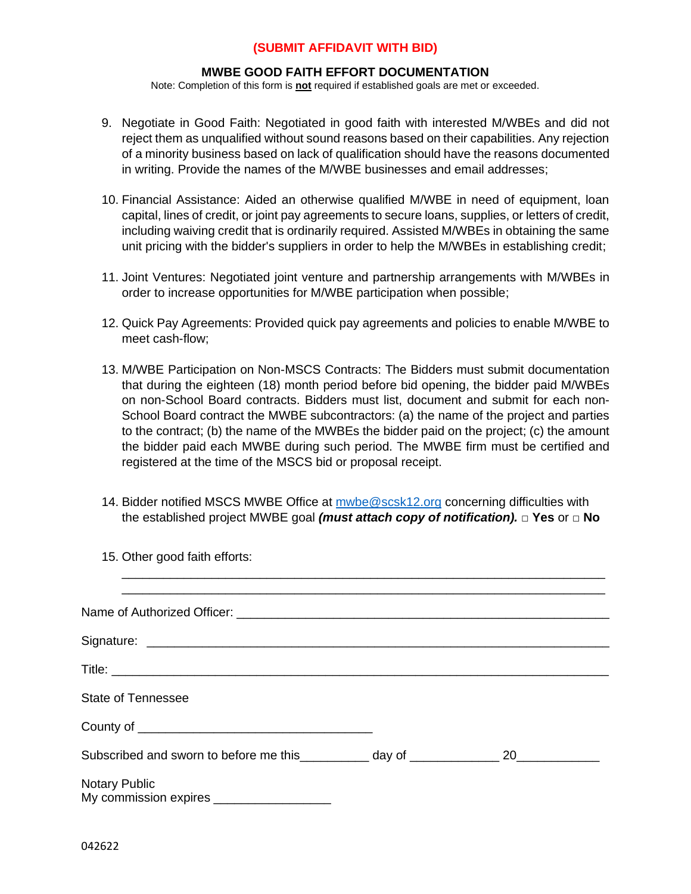**(SUBMIT AFFIDAVIT WITH BID)**

**MWBE GOOD FAITH EFFORT DOCUMENTATION**

Note: Completion of this form is **not** required if established goals are met or exceeded.

9. Negotiate in Good Faith: Negotiated in good faith with interested M/WBEs and did not reject them as unqualified without sound reasons based on their capabilities. Any rejection of a minority business based on lack of qualification should have the reasons documented in writing. Provide the names of the M/WBE businesses and email addresses;

10. Financial Assistance: Aided an otherwise qualified M/WBE in need of equipment, loan capital, lines of credit, or joint pay agreements to secure loans, supplies, or letters of credit, including waiving credit that is ordinarily required. Assisted M/WBEs in obtaining the same unit pricing with the bidder's suppliers in order to help the M/WBEs in establishing credit;

11. Joint Ventures: Negotiated joint venture and partnership arrangements with M/WBEs in order to increase opportunities for M/WBE participation when possible;

12. Quick Pay Agreements: Provided quick pay agreements and policies to enable M/WBE to meet cash-flow;

13. M/WBE Participation on Non-MSCS Contracts: The Bidders must submit documentation that during the eighteen (18) month period before bid opening, the bidder paid M/WBEs on non-School Board contracts. Bidders must list, document and submit for each non-School Board contract the MWBE subcontractors: (a) the name of the project and parties to the contract; (b) the name of the MWBEs the bidder paid on the project; (c) the amount the bidder paid each MWBE during such period. The MWBE firm must be certified and registered at the time of the MSCS bid or proposal receipt.

14. Bidder notified MSCS MWBE Office at mwbe@scsk12.org concerning difficulties with the established project MWBE goal ***(must attach copy of notification).*** □ **Yes** or □ **No**

15. Other good faith efforts:

    ______________________________________________________________________

    ______________________________________________________________________

Name of Authorized Officer: ______________________________________________________

Signature: ______________________________________________________________

Title: __________________________________________________________________

State of Tennessee

County of ___________________________________

Subscribed and sworn to before me this__________ day of _____________ 20____________

Notary Public

My commission expires ________________

042622